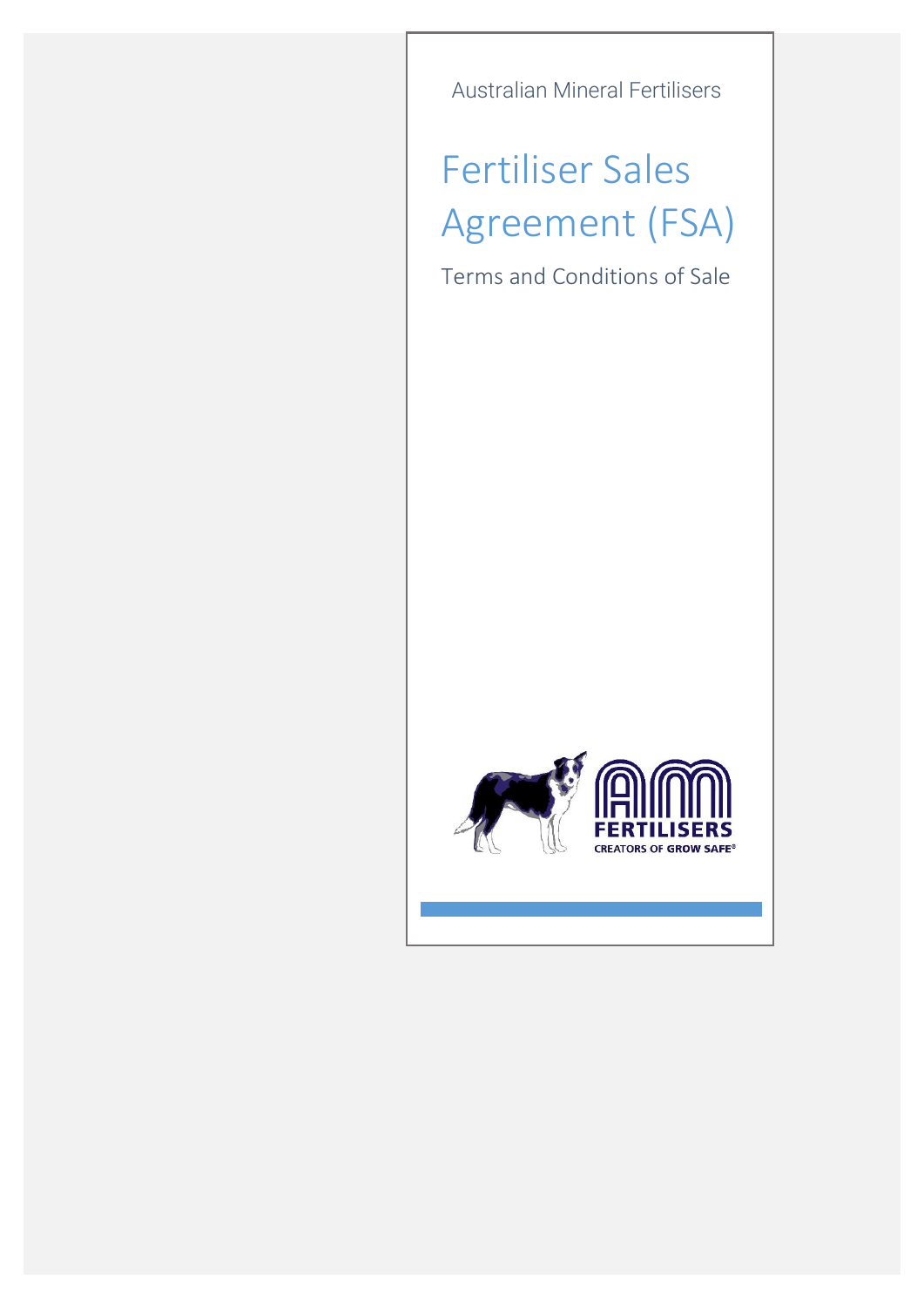Australian Mineral Fertilisers

# Fertiliser Sales Agreement (FSA)

Terms and Conditions of Sale

AM FERTILISERS

CREATORS OF GROW SAFE®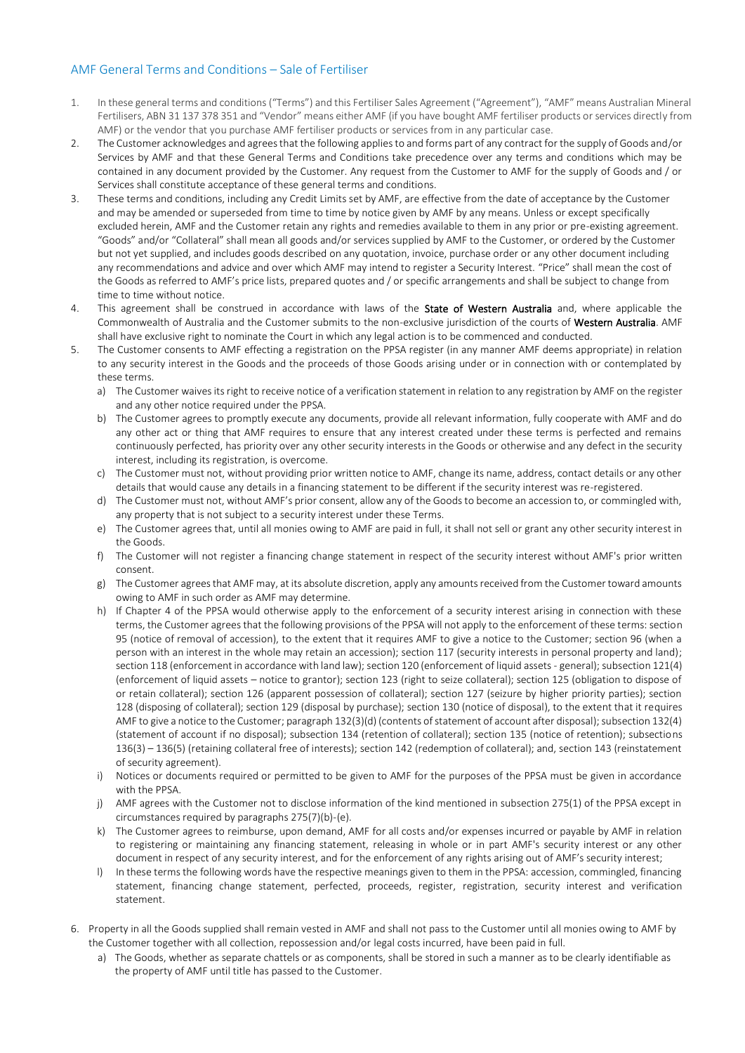## AMF General Terms and Conditions – Sale of Fertiliser

1. In these general terms and conditions ("Terms") and this Fertiliser Sales Agreement ("Agreement"), "AMF" means Australian Mineral Fertilisers, ABN 31 137 378 351 and "Vendor" means either AMF (if you have bought AMF fertiliser products or services directly from AMF) or the vendor that you purchase AMF fertiliser products or services from in any particular case.
2. The Customer acknowledges and agrees that the following applies to and forms part of any contract for the supply of Goods and/or Services by AMF and that these General Terms and Conditions take precedence over any terms and conditions which may be contained in any document provided by the Customer. Any request from the Customer to AMF for the supply of Goods and / or Services shall constitute acceptance of these general terms and conditions.
3. These terms and conditions, including any Credit Limits set by AMF, are effective from the date of acceptance by the Customer and may be amended or superseded from time to time by notice given by AMF by any means. Unless or except specifically excluded herein, AMF and the Customer retain any rights and remedies available to them in any prior or pre-existing agreement. "Goods" and/or "Collateral" shall mean all goods and/or services supplied by AMF to the Customer, or ordered by the Customer but not yet supplied, and includes goods described on any quotation, invoice, purchase order or any other document including any recommendations and advice and over which AMF may intend to register a Security Interest. "Price" shall mean the cost of the Goods as referred to AMF's price lists, prepared quotes and / or specific arrangements and shall be subject to change from time to time without notice.
4. This agreement shall be construed in accordance with laws of the **State of Western Australia** and, where applicable the Commonwealth of Australia and the Customer submits to the non-exclusive jurisdiction of the courts of **Western Australia**. AMF shall have exclusive right to nominate the Court in which any legal action is to be commenced and conducted.
5. The Customer consents to AMF effecting a registration on the PPSA register (in any manner AMF deems appropriate) in relation to any security interest in the Goods and the proceeds of those Goods arising under or in connection with or contemplated by these terms.
   a) The Customer waives its right to receive notice of a verification statement in relation to any registration by AMF on the register and any other notice required under the PPSA.
   b) The Customer agrees to promptly execute any documents, provide all relevant information, fully cooperate with AMF and do any other act or thing that AMF requires to ensure that any interest created under these terms is perfected and remains continuously perfected, has priority over any other security interests in the Goods or otherwise and any defect in the security interest, including its registration, is overcome.
   c) The Customer must not, without providing prior written notice to AMF, change its name, address, contact details or any other details that would cause any details in a financing statement to be different if the security interest was re-registered.
   d) The Customer must not, without AMF's prior consent, allow any of the Goods to become an accession to, or commingled with, any property that is not subject to a security interest under these Terms.
   e) The Customer agrees that, until all monies owing to AMF are paid in full, it shall not sell or grant any other security interest in the Goods.
   f) The Customer will not register a financing change statement in respect of the security interest without AMF's prior written consent.
   g) The Customer agrees that AMF may, at its absolute discretion, apply any amounts received from the Customer toward amounts owing to AMF in such order as AMF may determine.
   h) If Chapter 4 of the PPSA would otherwise apply to the enforcement of a security interest arising in connection with these terms, the Customer agrees that the following provisions of the PPSA will not apply to the enforcement of these terms: section 95 (notice of removal of accession), to the extent that it requires AMF to give a notice to the Customer; section 96 (when a person with an interest in the whole may retain an accession); section 117 (security interests in personal property and land); section 118 (enforcement in accordance with land law); section 120 (enforcement of liquid assets - general); subsection 121(4) (enforcement of liquid assets – notice to grantor); section 123 (right to seize collateral); section 125 (obligation to dispose of or retain collateral); section 126 (apparent possession of collateral); section 127 (seizure by higher priority parties); section 128 (disposing of collateral); section 129 (disposal by purchase); section 130 (notice of disposal), to the extent that it requires AMF to give a notice to the Customer; paragraph 132(3)(d) (contents of statement of account after disposal); subsection 132(4) (statement of account if no disposal); subsection 134 (retention of collateral); section 135 (notice of retention); subsections 136(3) – 136(5) (retaining collateral free of interests); section 142 (redemption of collateral); and, section 143 (reinstatement of security agreement).
   i) Notices or documents required or permitted to be given to AMF for the purposes of the PPSA must be given in accordance with the PPSA.
   j) AMF agrees with the Customer not to disclose information of the kind mentioned in subsection 275(1) of the PPSA except in circumstances required by paragraphs 275(7)(b)-(e).
   k) The Customer agrees to reimburse, upon demand, AMF for all costs and/or expenses incurred or payable by AMF in relation to registering or maintaining any financing statement, releasing in whole or in part AMF's security interest or any other document in respect of any security interest, and for the enforcement of any rights arising out of AMF's security interest;
   l) In these terms the following words have the respective meanings given to them in the PPSA: accession, commingled, financing statement, financing change statement, perfected, proceeds, register, registration, security interest and verification statement.
6. Property in all the Goods supplied shall remain vested in AMF and shall not pass to the Customer until all monies owing to AMF by the Customer together with all collection, repossession and/or legal costs incurred, have been paid in full.
   a) The Goods, whether as separate chattels or as components, shall be stored in such a manner as to be clearly identifiable as the property of AMF until title has passed to the Customer.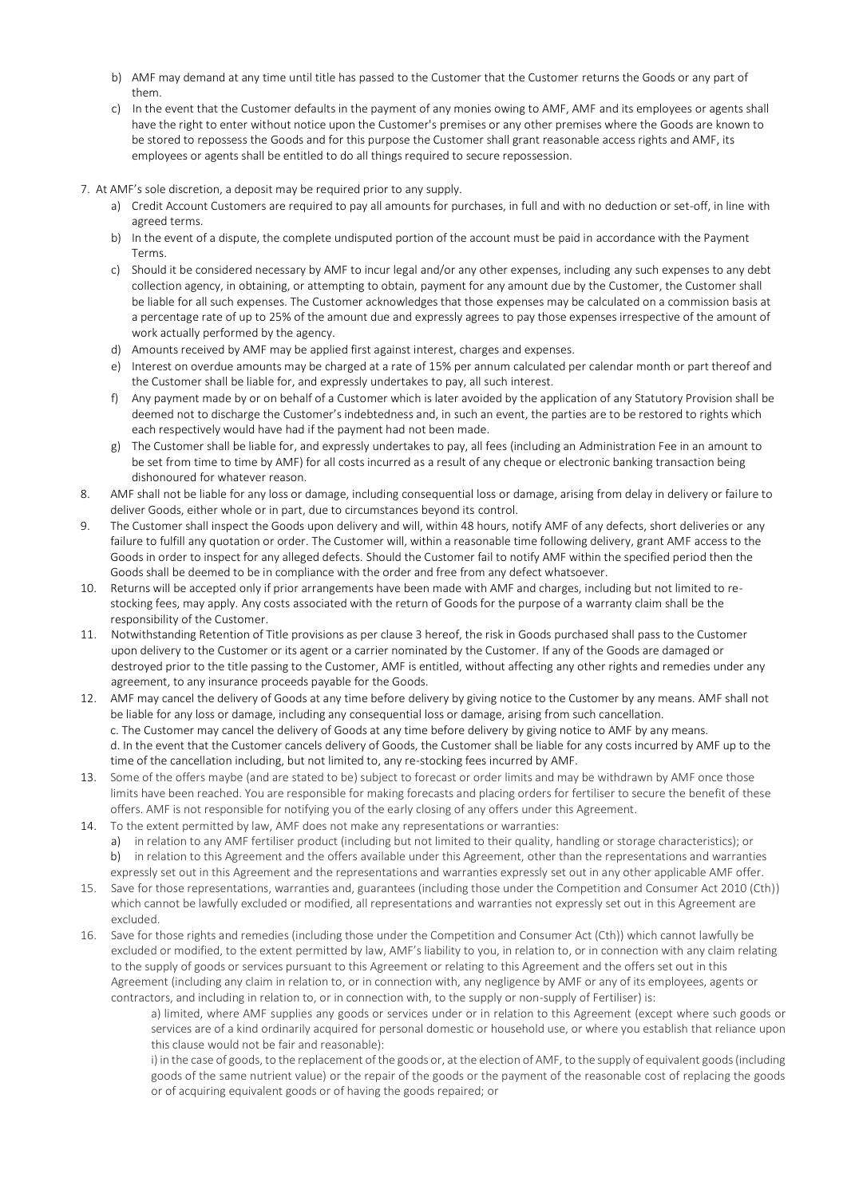b) AMF may demand at any time until title has passed to the Customer that the Customer returns the Goods or any part of them.

c) In the event that the Customer defaults in the payment of any monies owing to AMF, AMF and its employees or agents shall have the right to enter without notice upon the Customer's premises or any other premises where the Goods are known to be stored to repossess the Goods and for this purpose the Customer shall grant reasonable access rights and AMF, its employees or agents shall be entitled to do all things required to secure repossession.

7. At AMF's sole discretion, a deposit may be required prior to any supply.
   a) Credit Account Customers are required to pay all amounts for purchases, in full and with no deduction or set-off, in line with agreed terms.
   b) In the event of a dispute, the complete undisputed portion of the account must be paid in accordance with the Payment Terms.
   c) Should it be considered necessary by AMF to incur legal and/or any other expenses, including any such expenses to any debt collection agency, in obtaining, or attempting to obtain, payment for any amount due by the Customer, the Customer shall be liable for all such expenses. The Customer acknowledges that those expenses may be calculated on a commission basis at a percentage rate of up to 25% of the amount due and expressly agrees to pay those expenses irrespective of the amount of work actually performed by the agency.
   d) Amounts received by AMF may be applied first against interest, charges and expenses.
   e) Interest on overdue amounts may be charged at a rate of 15% per annum calculated per calendar month or part thereof and the Customer shall be liable for, and expressly undertakes to pay, all such interest.
   f) Any payment made by or on behalf of a Customer which is later avoided by the application of any Statutory Provision shall be deemed not to discharge the Customer's indebtedness and, in such an event, the parties are to be restored to rights which each respectively would have had if the payment had not been made.
   g) The Customer shall be liable for, and expressly undertakes to pay, all fees (including an Administration Fee in an amount to be set from time to time by AMF) for all costs incurred as a result of any cheque or electronic banking transaction being dishonoured for whatever reason.
8. AMF shall not be liable for any loss or damage, including consequential loss or damage, arising from delay in delivery or failure to deliver Goods, either whole or in part, due to circumstances beyond its control.
9. The Customer shall inspect the Goods upon delivery and will, within 48 hours, notify AMF of any defects, short deliveries or any failure to fulfill any quotation or order. The Customer will, within a reasonable time following delivery, grant AMF access to the Goods in order to inspect for any alleged defects. Should the Customer fail to notify AMF within the specified period then the Goods shall be deemed to be in compliance with the order and free from any defect whatsoever.
10. Returns will be accepted only if prior arrangements have been made with AMF and charges, including but not limited to re-stocking fees, may apply. Any costs associated with the return of Goods for the purpose of a warranty claim shall be the responsibility of the Customer.
11. Notwithstanding Retention of Title provisions as per clause 3 hereof, the risk in Goods purchased shall pass to the Customer upon delivery to the Customer or its agent or a carrier nominated by the Customer. If any of the Goods are damaged or destroyed prior to the title passing to the Customer, AMF is entitled, without affecting any other rights and remedies under any agreement, to any insurance proceeds payable for the Goods.
12. AMF may cancel the delivery of Goods at any time before delivery by giving notice to the Customer by any means. AMF shall not be liable for any loss or damage, including any consequential loss or damage, arising from such cancellation.
    c. The Customer may cancel the delivery of Goods at any time before delivery by giving notice to AMF by any means.
    d. In the event that the Customer cancels delivery of Goods, the Customer shall be liable for any costs incurred by AMF up to the time of the cancellation including, but not limited to, any re-stocking fees incurred by AMF.
13. Some of the offers maybe (and are stated to be) subject to forecast or order limits and may be withdrawn by AMF once those limits have been reached. You are responsible for making forecasts and placing orders for fertiliser to secure the benefit of these offers. AMF is not responsible for notifying you of the early closing of any offers under this Agreement.
14. To the extent permitted by law, AMF does not make any representations or warranties:
    a) in relation to any AMF fertiliser product (including but not limited to their quality, handling or storage characteristics); or
    b) in relation to this Agreement and the offers available under this Agreement, other than the representations and warranties expressly set out in this Agreement and the representations and warranties expressly set out in any other applicable AMF offer.
15. Save for those representations, warranties and, guarantees (including those under the Competition and Consumer Act 2010 (Cth)) which cannot be lawfully excluded or modified, all representations and warranties not expressly set out in this Agreement are excluded.
16. Save for those rights and remedies (including those under the Competition and Consumer Act (Cth)) which cannot lawfully be excluded or modified, to the extent permitted by law, AMF's liability to you, in relation to, or in connection with any claim relating to the supply of goods or services pursuant to this Agreement or relating to this Agreement and the offers set out in this Agreement (including any claim in relation to, or in connection with, any negligence by AMF or any of its employees, agents or contractors, and including in relation to, or in connection with, to the supply or non-supply of Fertiliser) is:

    a) limited, where AMF supplies any goods or services under or in relation to this Agreement (except where such goods or services are of a kind ordinarily acquired for personal domestic or household use, or where you establish that reliance upon this clause would not be fair and reasonable):

    i) in the case of goods, to the replacement of the goods or, at the election of AMF, to the supply of equivalent goods (including goods of the same nutrient value) or the repair of the goods or the payment of the reasonable cost of replacing the goods or of acquiring equivalent goods or of having the goods repaired; or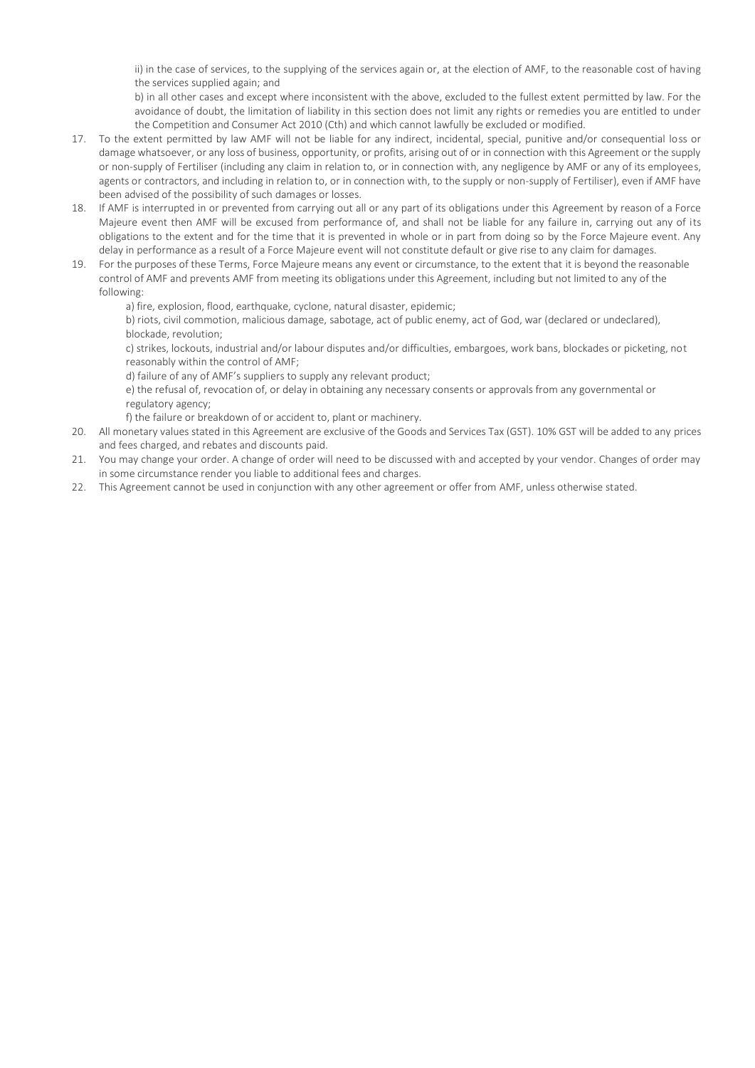ii) in the case of services, to the supplying of the services again or, at the election of AMF, to the reasonable cost of having the services supplied again; and

b) in all other cases and except where inconsistent with the above, excluded to the fullest extent permitted by law. For the avoidance of doubt, the limitation of liability in this section does not limit any rights or remedies you are entitled to under the Competition and Consumer Act 2010 (Cth) and which cannot lawfully be excluded or modified.

17. To the extent permitted by law AMF will not be liable for any indirect, incidental, special, punitive and/or consequential loss or damage whatsoever, or any loss of business, opportunity, or profits, arising out of or in connection with this Agreement or the supply or non-supply of Fertiliser (including any claim in relation to, or in connection with, any negligence by AMF or any of its employees, agents or contractors, and including in relation to, or in connection with, to the supply or non-supply of Fertiliser), even if AMF have been advised of the possibility of such damages or losses.
18. If AMF is interrupted in or prevented from carrying out all or any part of its obligations under this Agreement by reason of a Force Majeure event then AMF will be excused from performance of, and shall not be liable for any failure in, carrying out any of its obligations to the extent and for the time that it is prevented in whole or in part from doing so by the Force Majeure event. Any delay in performance as a result of a Force Majeure event will not constitute default or give rise to any claim for damages.
19. For the purposes of these Terms, Force Majeure means any event or circumstance, to the extent that it is beyond the reasonable control of AMF and prevents AMF from meeting its obligations under this Agreement, including but not limited to any of the following:

    a) fire, explosion, flood, earthquake, cyclone, natural disaster, epidemic;

    b) riots, civil commotion, malicious damage, sabotage, act of public enemy, act of God, war (declared or undeclared), blockade, revolution;

    c) strikes, lockouts, industrial and/or labour disputes and/or difficulties, embargoes, work bans, blockades or picketing, not reasonably within the control of AMF;

    d) failure of any of AMF's suppliers to supply any relevant product;

    e) the refusal of, revocation of, or delay in obtaining any necessary consents or approvals from any governmental or regulatory agency;

    f) the failure or breakdown of or accident to, plant or machinery.
20. All monetary values stated in this Agreement are exclusive of the Goods and Services Tax (GST). 10% GST will be added to any prices and fees charged, and rebates and discounts paid.
21. You may change your order. A change of order will need to be discussed with and accepted by your vendor. Changes of order may in some circumstance render you liable to additional fees and charges.
22. This Agreement cannot be used in conjunction with any other agreement or offer from AMF, unless otherwise stated.